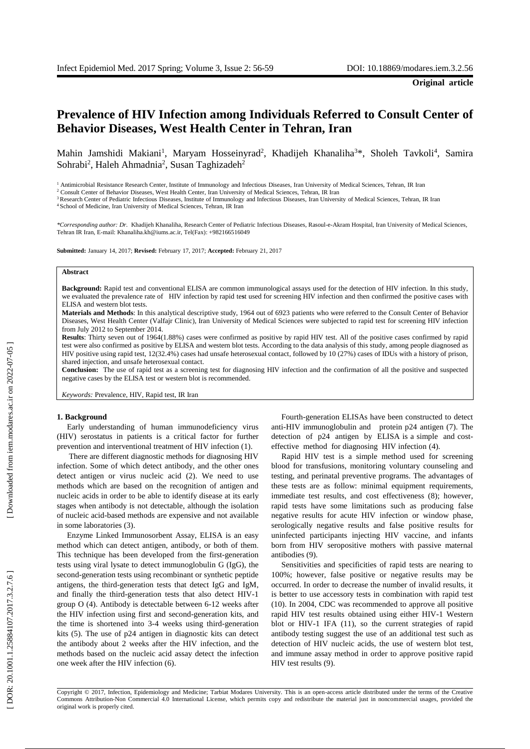**Original article**

# Prevalence of HIV Infection among Individuals Referred to Consult Center of Behavior Diseases, West Health Center in Tehran, Iran

Mahin Jamshidi Makiani[1], Maryam Hosseinyrad[2], Khadijeh Khanaliha[3]*, Sholeh Tavkoli[4], Samira Sohrabi[2], Haleh Ahmadnia[2], Susan Taghizadeh[2]

[1] Antimicrobial Resistance Research Center, Institute of Immunology and Infectious Diseases, Iran University of Medical Sciences, Tehran, IR Iran

[2] Consult Center of Behavior Diseases, West Health Center, Iran University of Medical Sciences, Tehran, IR Iran

[3] Research Center of Pediatric Infectious Diseases, Institute of Immunology and Infectious Diseases, Iran University of Medical Sciences, Tehran, IR Iran

[4] School of Medicine, Iran University of Medical Sciences, Tehran, IR Iran

*\*Corresponding author: Dr. Khadijeh Khanaliha, Research Center of Pediatric Infectious Diseases, Rasoul-e-Akram Hospital, Iran University of Medical Sciences, Tehran IR Iran, E-mail: Khanaliha.kh@iums.ac.ir, Tel(Fax): +982166516049*

**Submitted:** January 14, 2017; **Revised:** February 17, 2017; **Accepted:** February 21, 2017

**Abstract**

**Background:** Rapid test and conventional ELISA are common immunological assays used for the detection of HIV infection. In this study, we evaluated the prevalence rate of HIV infection by rapid te**s**t used for screening HIV infection and then confirmed the positive cases with ELISA and western blot tests.

**Materials and Methods**: In this analytical descriptive study, 1964 out of 6923 patients who were referred to the Consult Center of Behavior Diseases, West Health Center (Valfajr Clinic), Iran University of Medical Sciences were subjected to rapid test for screening HIV infection from July 2012 to September 2014.

**Results**: Thirty seven out of 1964(1.88%) cases were confirmed as positive by rapid HIV test. All of the positive cases confirmed by rapid test were also confirmed as positive by ELISA and western blot tests. According to the data analysis of this study, among people diagnosed as HIV positive using rapid test, 12(32.4%) cases had unsafe heterosexual contact, followed by 10 (27%) cases of IDUs with a history of prison, shared injection, and unsafe heterosexual contact.

**Conclusion:** The use of rapid test as a screening test for diagnosing HIV infection and the confirmation of all the positive and suspected negative cases by the ELISA test or western blot is recommended.

*Keywords:* Prevalence, HIV, Rapid test, IR Iran

## 1. Background

Early understanding of human immunodeficiency virus (HIV) serostatus in patients is a critical factor for further prevention and interventional treatment of HIV infection (1).

There are different diagnostic methods for diagnosing HIV infection. Some of which detect antibody, and the other ones detect antigen or virus nucleic acid (2). We need to use methods which are based on the recognition of antigen and nucleic acids in order to be able to identify disease at its early stages when antibody is not detectable, although the isolation of nucleic acid-based methods are expensive and not available in some laboratories (3).

Enzyme Linked Immunosorbent Assay, ELISA is an easy method which can detect antigen, antibody, or both of them. This technique has been developed from the first-generation tests using viral lysate to detect immunoglobulin G (IgG), the second-generation tests using recombinant or synthetic peptide antigens, the third-generation tests that detect IgG and IgM, and finally the third-generation tests that also detect HIV-1 group O (4). Antibody is detectable between 6-12 weeks after the HIV infection using first and second-generation kits, and the time is shortened into 3-4 weeks using third-generation kits (5). The use of p24 antigen in diagnostic kits can detect the antibody about 2 weeks after the HIV infection, and the methods based on the nucleic acid assay detect the infection one week after the HIV infection (6).

Fourth-generation ELISAs have been constructed to detect anti-HIV immunoglobulin and protein p24 antigen (7). The detection of p24 antigen by ELISA is a simple and cost-effective method for diagnosing HIV infection (4).

Rapid HIV test is a simple method used for screening blood for transfusions, monitoring voluntary counseling and testing, and perinatal preventive programs. The advantages of these tests are as follow: minimal equipment requirements, immediate test results, and cost effectiveness (8); however, rapid tests have some limitations such as producing false negative results for acute HIV infection or window phase, serologically negative results and false positive results for uninfected participants injecting HIV vaccine, and infants born from HIV seropositive mothers with passive maternal antibodies (9).

Sensitivities and specificities of rapid tests are nearing to 100%; however, false positive or negative results may be occurred. In order to decrease the number of invalid results, it is better to use accessory tests in combination with rapid test (10). In 2004, CDC was recommended to approve all positive rapid HIV test results obtained using either HIV-1 Western blot or HIV-1 IFA (11), so the current strategies of rapid antibody testing suggest the use of an additional test such as detection of HIV nucleic acids, the use of western blot test, and immune assay method in order to approve positive rapid HIV test results (9).

Copyright © 2017, Infection, Epidemiology and Medicine; Tarbiat Modares University. This is an open-access article distributed under the terms of the Creative Commons Attribution-Non Commercial 4.0 International License, which permits copy and redistribute the material just in noncommercial usages, provided the original work is properly cited.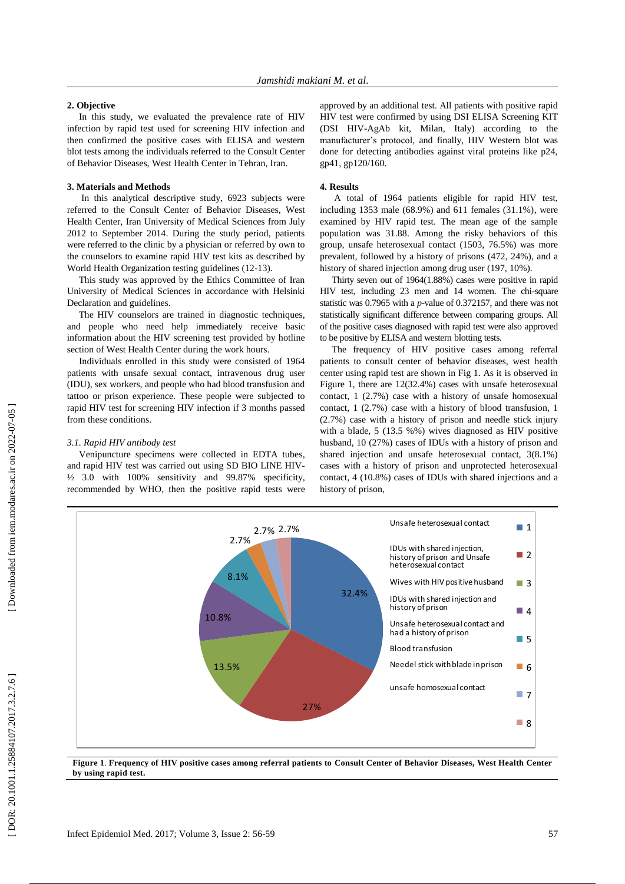## 2. Objective

In this study, we evaluated the prevalence rate of HIV infection by rapid test used for screening HIV infection and then confirmed the positive cases with ELISA and western blot tests among the individuals referred to the Consult Center of Behavior Diseases, West Health Center in Tehran, Iran.

## 3. Materials and Methods

In this analytical descriptive study, 6923 subjects were referred to the Consult Center of Behavior Diseases, West Health Center, Iran University of Medical Sciences from July 2012 to September 2014. During the study period, patients were referred to the clinic by a physician or referred by own to the counselors to examine rapid HIV test kits as described by World Health Organization testing guidelines (12-13).

This study was approved by the Ethics Committee of Iran University of Medical Sciences in accordance with Helsinki Declaration and guidelines.

The HIV counselors are trained in diagnostic techniques, and people who need help immediately receive basic information about the HIV screening test provided by hotline section of West Health Center during the work hours.

Individuals enrolled in this study were consisted of 1964 patients with unsafe sexual contact, intravenous drug user (IDU), sex workers, and people who had blood transfusion and tattoo or prison experience. These people were subjected to rapid HIV test for screening HIV infection if 3 months passed from these conditions.

### *3.1. Rapid HIV antibody test*

Venipuncture specimens were collected in EDTA tubes, and rapid HIV test was carried out using SD BIO LINE HIV-½ 3.0 with 100% sensitivity and 99.87% specificity, recommended by WHO, then the positive rapid tests were approved by an additional test. All patients with positive rapid HIV test were confirmed by using DSI ELISA Screening KIT (DSI HIV-AgAb kit, Milan, Italy) according to the manufacturer's protocol, and finally, HIV Western blot was done for detecting antibodies against viral proteins like p24, gp41, gp120/160.

## 4. Results

A total of 1964 patients eligible for rapid HIV test, including 1353 male (68.9%) and 611 females (31.1%), were examined by HIV rapid test. The mean age of the sample population was 31.88. Among the risky behaviors of this group, unsafe heterosexual contact (1503, 76.5%) was more prevalent, followed by a history of prisons (472, 24%), and a history of shared injection among drug user (197, 10%).

Thirty seven out of 1964(1.88%) cases were positive in rapid HIV test, including 23 men and 14 women. The chi-square statistic was 0.7965 with a *p*-value of 0.372157, and there was not statistically significant difference between comparing groups. All of the positive cases diagnosed with rapid test were also approved to be positive by ELISA and western blotting tests.

The frequency of HIV positive cases among referral patients to consult center of behavior diseases, west health center using rapid test are shown in Fig 1. As it is observed in Figure 1, there are 12(32.4%) cases with unsafe heterosexual contact, 1 (2.7%) case with a history of unsafe homosexual contact, 1 (2.7%) case with a history of blood transfusion, 1 (2.7%) case with a history of prison and needle stick injury with a blade, 5 (13.5 %%) wives diagnosed as HIV positive husband, 10 (27%) cases of IDUs with a history of prison and shared injection and unsafe heterosexual contact, 3(8.1%) cases with a history of prison and unprotected heterosexual contact, 4 (10.8%) cases of IDUs with shared injections and a history of prison,

**Figure 1**. **Frequency of HIV positive cases among referral patients to Consult Center of Behavior Diseases, West Health Center by using rapid test.**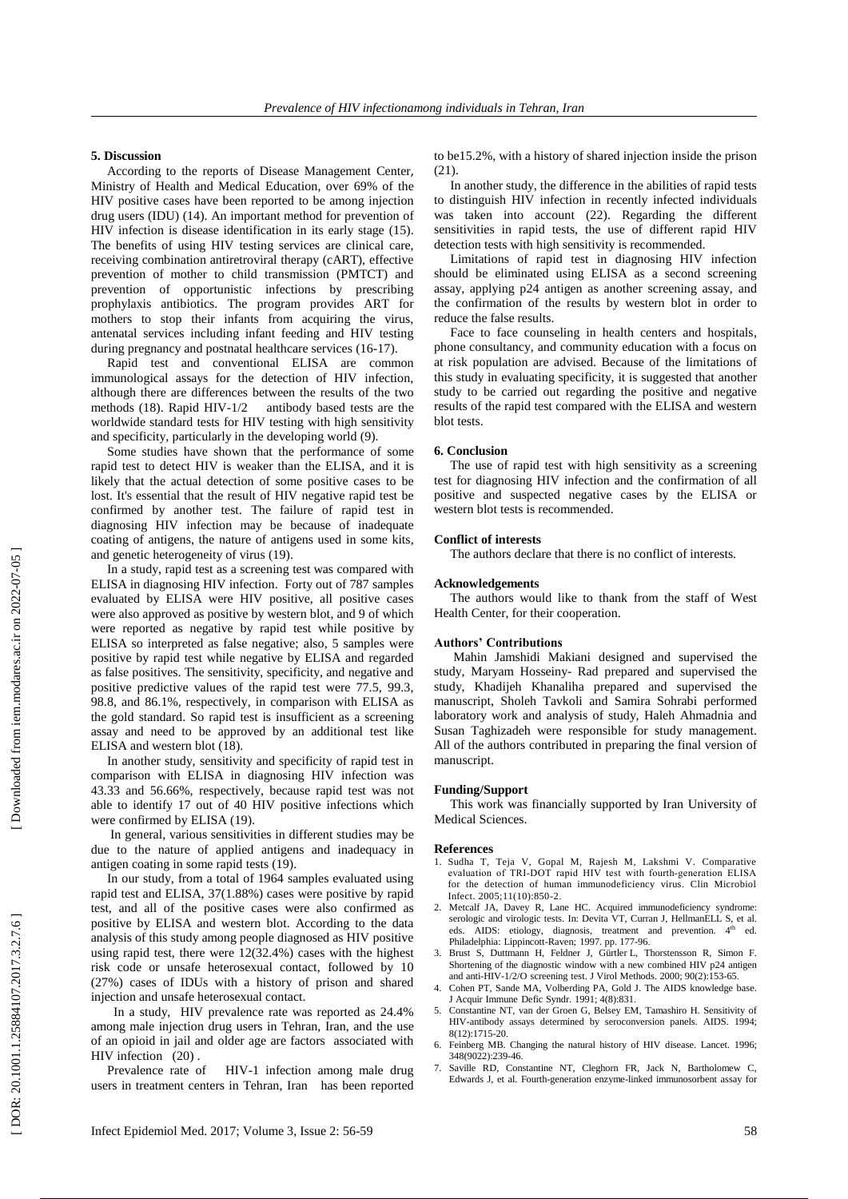## 5. Discussion

According to the reports of Disease Management Center, Ministry of Health and Medical Education, over 69% of the HIV positive cases have been reported to be among injection drug users (IDU) (14). An important method for prevention of HIV infection is disease identification in its early stage (15). The benefits of using HIV testing services are clinical care, receiving combination antiretroviral therapy (cART), effective prevention of mother to child transmission (PMTCT) and prevention of opportunistic infections by prescribing prophylaxis antibiotics. The program provides ART for mothers to stop their infants from acquiring the virus, antenatal services including infant feeding and HIV testing during pregnancy and postnatal healthcare services (16-17).

Rapid test and conventional ELISA are common immunological assays for the detection of HIV infection, although there are differences between the results of the two methods (18). Rapid HIV-1/2 antibody based tests are the worldwide standard tests for HIV testing with high sensitivity and specificity, particularly in the developing world (9).

Some studies have shown that the performance of some rapid test to detect HIV is weaker than the ELISA, and it is likely that the actual detection of some positive cases to be lost. It's essential that the result of HIV negative rapid test be confirmed by another test. The failure of rapid test in diagnosing HIV infection may be because of inadequate coating of antigens, the nature of antigens used in some kits, and genetic heterogeneity of virus (19).

In a study, rapid test as a screening test was compared with ELISA in diagnosing HIV infection. Forty out of 787 samples evaluated by ELISA were HIV positive, all positive cases were also approved as positive by western blot, and 9 of which were reported as negative by rapid test while positive by ELISA so interpreted as false negative; also, 5 samples were positive by rapid test while negative by ELISA and regarded as false positives. The sensitivity, specificity, and negative and positive predictive values of the rapid test were 77.5, 99.3, 98.8, and 86.1%, respectively, in comparison with ELISA as the gold standard. So rapid test is insufficient as a screening assay and need to be approved by an additional test like ELISA and western blot (18).

In another study, sensitivity and specificity of rapid test in comparison with ELISA in diagnosing HIV infection was 43.33 and 56.66%, respectively, because rapid test was not able to identify 17 out of 40 HIV positive infections which were confirmed by ELISA (19).

In general, various sensitivities in different studies may be due to the nature of applied antigens and inadequacy in antigen coating in some rapid tests (19).

In our study, from a total of 1964 samples evaluated using rapid test and ELISA, 37(1.88%) cases were positive by rapid test, and all of the positive cases were also confirmed as positive by ELISA and western blot. According to the data analysis of this study among people diagnosed as HIV positive using rapid test, there were 12(32.4%) cases with the highest risk code or unsafe heterosexual contact, followed by 10 (27%) cases of IDUs with a history of prison and shared injection and unsafe heterosexual contact.

In a study, HIV prevalence rate was reported as 24.4% among male injection drug users in Tehran, Iran, and the use of an opioid in jail and older age are factors associated with HIV infection (20).

Prevalence rate of HIV-1 infection among male drug users in treatment centers in Tehran, Iran has been reported to be15.2%, with a history of shared injection inside the prison (21).

In another study, the difference in the abilities of rapid tests to distinguish HIV infection in recently infected individuals was taken into account (22). Regarding the different sensitivities in rapid tests, the use of different rapid HIV detection tests with high sensitivity is recommended.

Limitations of rapid test in diagnosing HIV infection should be eliminated using ELISA as a second screening assay, applying p24 antigen as another screening assay, and the confirmation of the results by western blot in order to reduce the false results.

Face to face counseling in health centers and hospitals, phone consultancy, and community education with a focus on at risk population are advised. Because of the limitations of this study in evaluating specificity, it is suggested that another study to be carried out regarding the positive and negative results of the rapid test compared with the ELISA and western blot tests.

## 6. Conclusion

The use of rapid test with high sensitivity as a screening test for diagnosing HIV infection and the confirmation of all positive and suspected negative cases by the ELISA or western blot tests is recommended.

### Conflict of interests

The authors declare that there is no conflict of interests.

### Acknowledgements

The authors would like to thank from the staff of West Health Center, for their cooperation.

### Authors' Contributions

Mahin Jamshidi Makiani designed and supervised the study, Maryam Hosseiny- Rad prepared and supervised the study, Khadijeh Khanaliha prepared and supervised the manuscript, Sholeh Tavkoli and Samira Sohrabi performed laboratory work and analysis of study, Haleh Ahmadnia and Susan Taghizadeh were responsible for study management. All of the authors contributed in preparing the final version of manuscript.

### Funding/Support

This work was financially supported by Iran University of Medical Sciences.

### References

1. Sudha T, Teja V, Gopal M, Rajesh M, Lakshmi V. Comparative evaluation of TRI-DOT rapid HIV test with fourth-generation ELISA for the detection of human immunodeficiency virus. Clin Microbiol Infect. 2005;11(10):850-2.
2. Metcalf JA, Davey R, Lane HC. Acquired immunodeficiency syndrome: serologic and virologic tests. In: Devita VT, Curran J, HellmanELL S, et al. eds. AIDS: etiology, diagnosis, treatment and prevention. 4th ed. Philadelphia: Lippincott-Raven; 1997. pp. 177-96.
3. Brust S, Duttmann H, Feldner J, Gürtler L, Thorstensson R, Simon F. Shortening of the diagnostic window with a new combined HIV p24 antigen and anti-HIV-1/2/O screening test. J Virol Methods. 2000; 90(2):153-65.
4. Cohen PT, Sande MA, Volberding PA, Gold J. The AIDS knowledge base. J Acquir Immune Defic Syndr. 1991; 4(8):831.
5. Constantine NT, van der Groen G, Belsey EM, Tamashiro H. Sensitivity of HIV-antibody assays determined by seroconversion panels. AIDS. 1994; 8(12):1715-20.
6. Feinberg MB. Changing the natural history of HIV disease. Lancet. 1996; 348(9022):239-46.
7. Saville RD, Constantine NT, Cleghorn FR, Jack N, Bartholomew C, Edwards J, et al. Fourth-generation enzyme-linked immunosorbent assay for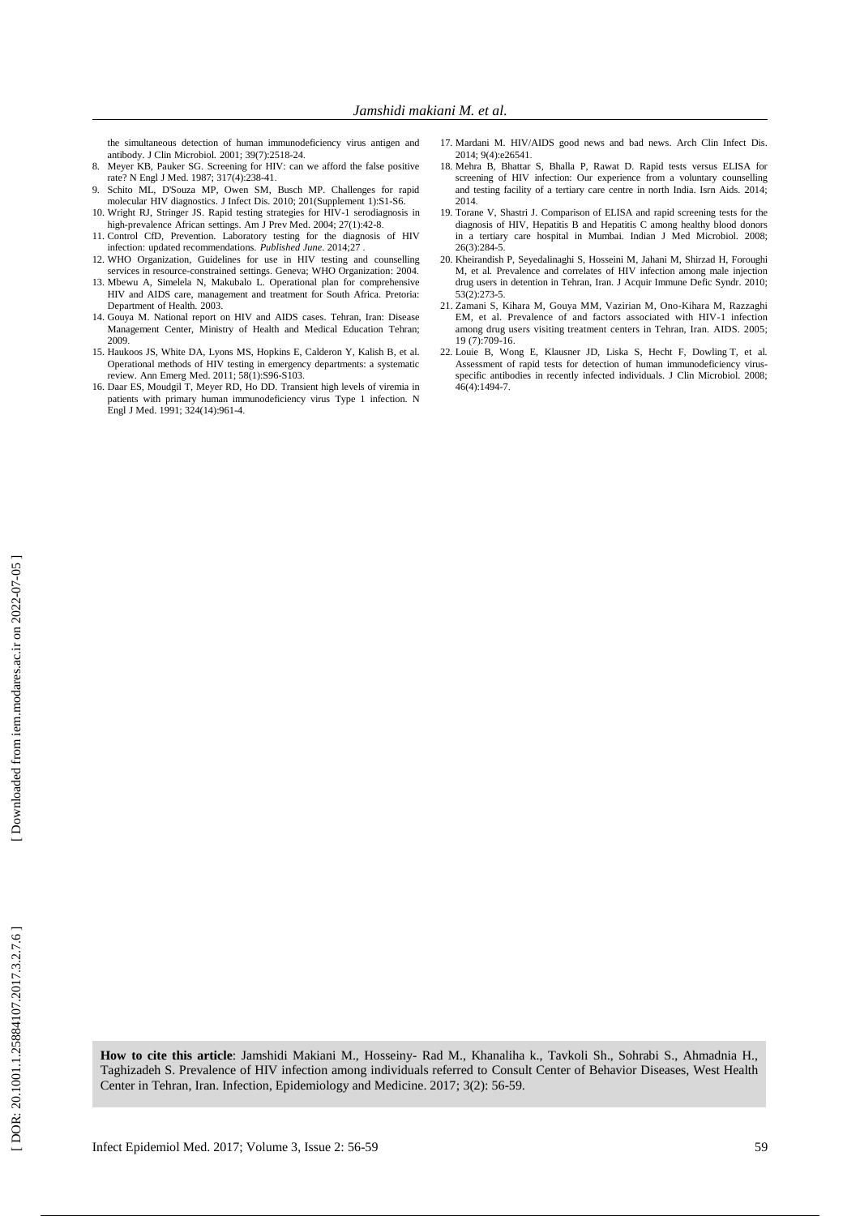the simultaneous detection of human immunodeficiency virus antigen and antibody. J Clin Microbiol. 2001; 39(7):2518-24.

8. Meyer KB, Pauker SG. Screening for HIV: can we afford the false positive rate? N Engl J Med. 1987; 317(4):238-41.
9. Schito ML, D'Souza MP, Owen SM, Busch MP. Challenges for rapid molecular HIV diagnostics. J Infect Dis. 2010; 201(Supplement 1):S1-S6.
10. Wright RJ, Stringer JS. Rapid testing strategies for HIV-1 serodiagnosis in high-prevalence African settings. Am J Prev Med. 2004; 27(1):42-8.
11. Control CfD, Prevention. Laboratory testing for the diagnosis of HIV infection: updated recommendations. *Published June*. 2014;27 .
12. WHO Organization, Guidelines for use in HIV testing and counselling services in resource-constrained settings. Geneva; WHO Organization: 2004.
13. Mbewu A, Simelela N, Makubalo L. Operational plan for comprehensive HIV and AIDS care, management and treatment for South Africa. Pretoria: Department of Health. 2003.
14. Gouya M. National report on HIV and AIDS cases. Tehran, Iran: Disease Management Center, Ministry of Health and Medical Education Tehran; 2009.
15. Haukoos JS, White DA, Lyons MS, Hopkins E, Calderon Y, Kalish B, et al. Operational methods of HIV testing in emergency departments: a systematic review. Ann Emerg Med. 2011; 58(1):S96-S103.
16. Daar ES, Moudgil T, Meyer RD, Ho DD. Transient high levels of viremia in patients with primary human immunodeficiency virus Type 1 infection. N Engl J Med. 1991; 324(14):961-4.
17. Mardani M. HIV/AIDS good news and bad news. Arch Clin Infect Dis. 2014; 9(4):e26541.
18. Mehra B, Bhattar S, Bhalla P, Rawat D. Rapid tests versus ELISA for screening of HIV infection: Our experience from a voluntary counselling and testing facility of a tertiary care centre in north India. Isrn Aids. 2014; 2014.
19. Torane V, Shastri J. Comparison of ELISA and rapid screening tests for the diagnosis of HIV, Hepatitis B and Hepatitis C among healthy blood donors in a tertiary care hospital in Mumbai. Indian J Med Microbiol. 2008; 26(3):284-5.
20. Kheirandish P, Seyedalinaghi S, Hosseini M, Jahani M, Shirzad H, Foroughi M, et al. Prevalence and correlates of HIV infection among male injection drug users in detention in Tehran, Iran. J Acquir Immune Defic Syndr. 2010; 53(2):273-5.
21. Zamani S, Kihara M, Gouya MM, Vazirian M, Ono-Kihara M, Razzaghi EM, et al. Prevalence of and factors associated with HIV-1 infection among drug users visiting treatment centers in Tehran, Iran. AIDS. 2005; 19 (7):709-16.
22. Louie B, Wong E, Klausner JD, Liska S, Hecht F, Dowling T, et al. Assessment of rapid tests for detection of human immunodeficiency virus-specific antibodies in recently infected individuals. J Clin Microbiol. 2008; 46(4):1494-7.

**How to cite this article**: Jamshidi Makiani M., Hosseiny- Rad M., Khanaliha k., Tavkoli Sh., Sohrabi S., Ahmadnia H., Taghizadeh S. Prevalence of HIV infection among individuals referred to Consult Center of Behavior Diseases, West Health Center in Tehran, Iran. Infection, Epidemiology and Medicine. 2017; 3(2): 56-59.